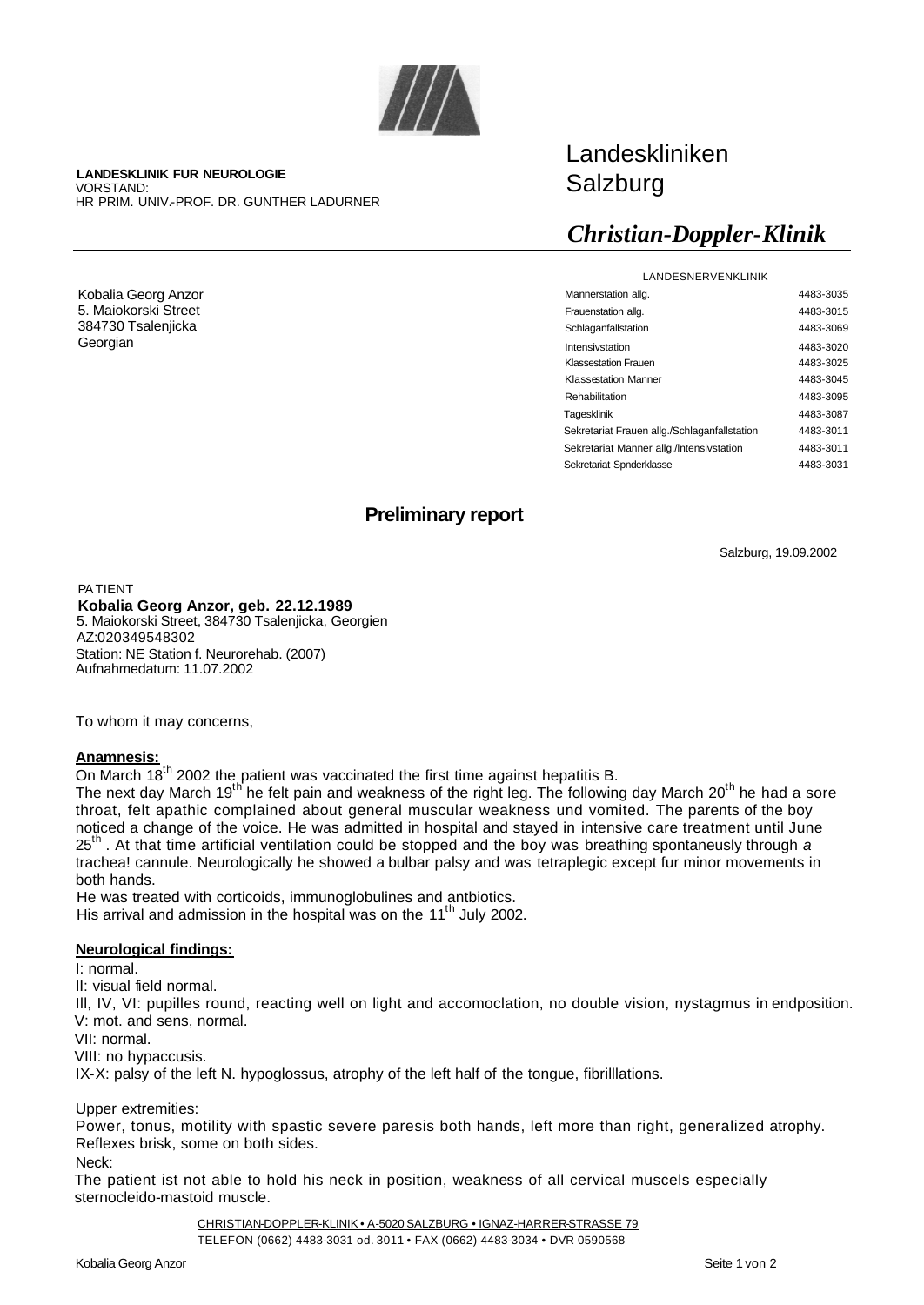**LANDESKLINIK FUR NEUROLOGIE**
VORSTAND:
HR PRIM. UNIV.-PROF. DR. GUNTHER LADURNER

Landeskliniken
Salzburg

***Christian-Doppler-Klinik***

LANDESNERVENKLINIK

| | |
|---|---|
| Mannerstation allg. | 4483-3035 |
| Frauenstation allg. | 4483-3015 |
| Schlaganfallstation | 4483-3069 |
| Intensivstation | 4483-3020 |
| Klassestation Frauen | 4483-3025 |
| Klassestation Manner | 4483-3045 |
| Rehabilitation | 4483-3095 |
| Tagesklinik | 4483-3087 |
| Sekretariat Frauen allg./Schlaganfallstation | 4483-3011 |
| Sekretariat Manner allg./Intensivstation | 4483-3011 |
| Sekretariat Spnderklasse | 4483-3031 |

Kobalia Georg Anzor
5. Maiokorski Street
384730 Tsalenjicka
Georgian

## Preliminary report

Salzburg, 19.09.2002

PATIENT
**Kobalia Georg Anzor, geb. 22.12.1989**
5. Maiokorski Street, 384730 Tsalenjicka, Georgien
AZ:020349548302
Station: NE Station f. Neurorehab. (2007)
Aufnahmedatum: 11.07.2002

To whom it may concerns,

**Anamnesis:**

On March 18th 2002 the patient was vaccinated the first time against hepatitis B.
The next day March 19th he felt pain and weakness of the right leg. The following day March 20th he had a sore throat, felt apathic complained about general muscular weakness und vomited. The parents of the boy noticed a change of the voice. He was admitted in hospital and stayed in intensive care treatment until June 25th . At that time artificial ventilation could be stopped and the boy was breathing spontaneusly through *a* trachea! cannule. Neurologically he showed a bulbar palsy and was tetraplegic except fur minor movements in both hands.
He was treated with corticoids, immunoglobulines and antbiotics.
His arrival and admission in the hospital was on the 11th July 2002.

**Neurological findings:**

I: normal.
II: visual field normal.
Ill, IV, VI: pupilles round, reacting well on light and accomoclation, no double vision, nystagmus in endposition.
V: mot. and sens, normal.
VII: normal.
VIII: no hypaccusis.
IX-X: palsy of the left N. hypoglossus, atrophy of the left half of the tongue, fibrilllations.

Upper extremities:
Power, tonus, motility with spastic severe paresis both hands, left more than right, generalized atrophy. Reflexes brisk, some on both sides.
Neck:
The patient ist not able to hold his neck in position, weakness of all cervical muscels especially sternocleido-mastoid muscle.

CHRISTIAN-DOPPLER-KLINIK • A-5020 SALZBURG • IGNAZ-HARRER-STRASSE 79
TELEFON (0662) 4483-3031 od. 3011 • FAX (0662) 4483-3034 • DVR 0590568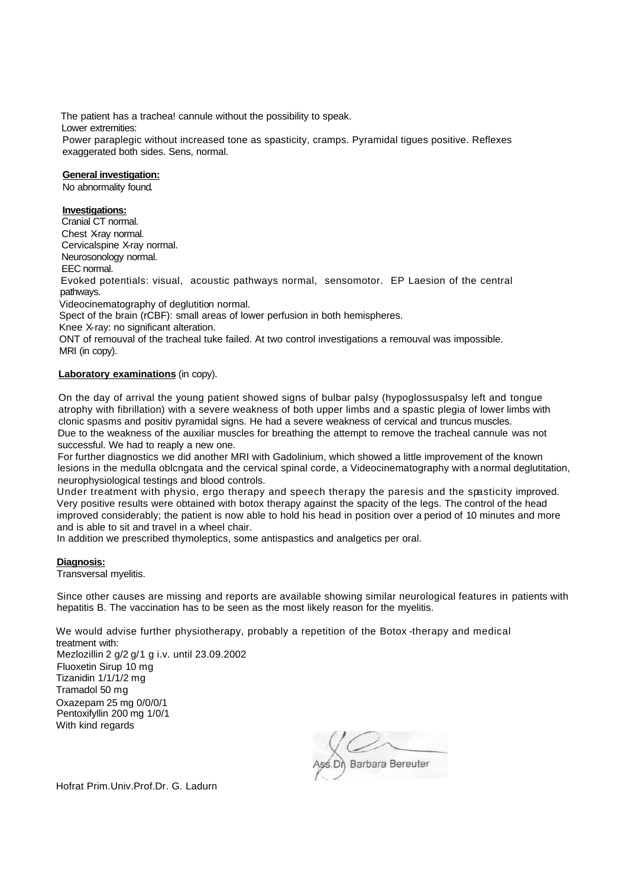The patient has a trachea! cannule without the possibility to speak.

Lower extremities:

Power paraplegic without increased tone as spasticity, cramps. Pyramidal tigues positive. Reflexes exaggerated both sides. Sens, normal.

**General investigation:**

No abnormality found.

**Investigations:**

Cranial CT normal.

Chest X-ray normal.

Cervicalspine X-ray normal.

Neurosonology normal.

EEC normal.

Evoked potentials: visual, acoustic pathways normal, sensomotor. EP Laesion of the central pathways.

Videocinematography of deglutition normal.

Spect of the brain (rCBF): small areas of lower perfusion in both hemispheres.

Knee X-ray: no significant alteration.

ONT of remouval of the tracheal tuke failed. At two control investigations a remouval was impossible.

MRI (in copy).

**Laboratory examinations** (in copy).

On the day of arrival the young patient showed signs of bulbar palsy (hypoglossuspalsy left and tongue atrophy with fibrillation) with a severe weakness of both upper limbs and a spastic plegia of lower limbs with clonic spasms and positiv pyramidal signs. He had a severe weakness of cervical and truncus muscles.

Due to the weakness of the auxiliar muscles for breathing the attempt to remove the tracheal cannule was not successful. We had to reaply a new one.

For further diagnostics we did another MRI with Gadolinium, which showed a little improvement of the known lesions in the medulla oblcngata and the cervical spinal corde, a Videocinematography with a normal deglutitation, neurophysiological testings and blood controls.

Under treatment with physio, ergo therapy and speech therapy the paresis and the spasticity improved. Very positive results were obtained with botox therapy against the spacity of the legs. The control of the head improved considerably; the patient is now able to hold his head in position over a period of 10 minutes and more and is able to sit and travel in a wheel chair.

In addition we prescribed thymoleptics, some antispastics and analgetics per oral.

**Diagnosis:**

Transversal myelitis.

Since other causes are missing and reports are available showing similar neurological features in patients with hepatitis B. The vaccination has to be seen as the most likely reason for the myelitis.

We would advise further physiotherapy, probably a repetition of the Botox -therapy and medical treatment with:

Mezlozillin 2 g/2 g/1 g i.v. until 23.09.2002

Fluoxetin Sirup 10 mg

Tizanidin 1/1/1/2 mg

Tramadol 50 mg

Oxazepam 25 mg 0/0/0/1

Pentoxifyllin 200 mg 1/0/1

With kind regards

Ass.Dr. Barbara Bereuter

Hofrat Prim.Univ.Prof.Dr. G. Ladurn